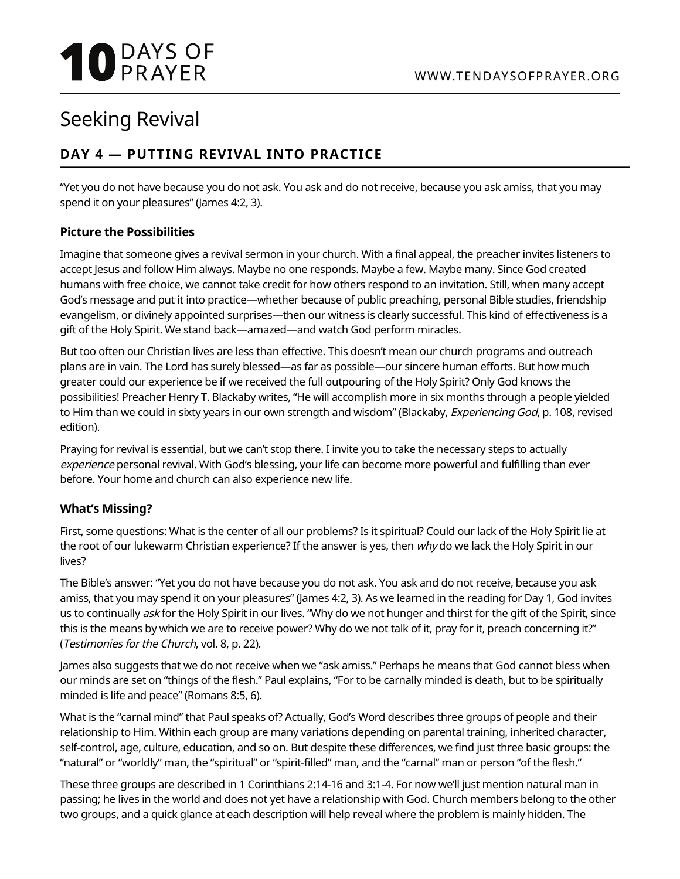# Seeking Revival

## DAY 4 — PUTTING REVIVAL INTO PRACTICE

"Yet you do not have because you do not ask. You ask and do not receive, because you ask amiss, that you may spend it on your pleasures" (James 4:2, 3).

### Picture the Possibilities

Imagine that someone gives a revival sermon in your church. With a final appeal, the preacher invites listeners to accept Jesus and follow Him always. Maybe no one responds. Maybe a few. Maybe many. Since God created humans with free choice, we cannot take credit for how others respond to an invitation. Still, when many accept God's message and put it into practice—whether because of public preaching, personal Bible studies, friendship evangelism, or divinely appointed surprises—then our witness is clearly successful. This kind of effectiveness is a gift of the Holy Spirit. We stand back—amazed—and watch God perform miracles.

But too often our Christian lives are less than effective. This doesn't mean our church programs and outreach plans are in vain. The Lord has surely blessed—as far as possible—our sincere human efforts. But how much greater could our experience be if we received the full outpouring of the Holy Spirit? Only God knows the possibilities! Preacher Henry T. Blackaby writes, "He will accomplish more in six months through a people yielded to Him than we could in sixty years in our own strength and wisdom" (Blackaby, *Experiencing God*, p. 108, revised edition).

Praying for revival is essential, but we can't stop there. I invite you to take the necessary steps to actually *experience* personal revival. With God's blessing, your life can become more powerful and fulfilling than ever before. Your home and church can also experience new life.

### What's Missing?

First, some questions: What is the center of all our problems? Is it spiritual? Could our lack of the Holy Spirit lie at the root of our lukewarm Christian experience? If the answer is yes, then *why* do we lack the Holy Spirit in our lives?

The Bible's answer: "Yet you do not have because you do not ask. You ask and do not receive, because you ask amiss, that you may spend it on your pleasures" (James 4:2, 3). As we learned in the reading for Day 1, God invites us to continually *ask* for the Holy Spirit in our lives. "Why do we not hunger and thirst for the gift of the Spirit, since this is the means by which we are to receive power? Why do we not talk of it, pray for it, preach concerning it?" (*Testimonies for the Church*, vol. 8, p. 22).

James also suggests that we do not receive when we "ask amiss." Perhaps he means that God cannot bless when our minds are set on "things of the flesh." Paul explains, "For to be carnally minded is death, but to be spiritually minded is life and peace" (Romans 8:5, 6).

What is the "carnal mind" that Paul speaks of? Actually, God's Word describes three groups of people and their relationship to Him. Within each group are many variations depending on parental training, inherited character, self-control, age, culture, education, and so on. But despite these differences, we find just three basic groups: the "natural" or "worldly" man, the "spiritual" or "spirit-filled" man, and the "carnal" man or person "of the flesh."

These three groups are described in 1 Corinthians 2:14-16 and 3:1-4. For now we'll just mention natural man in passing; he lives in the world and does not yet have a relationship with God. Church members belong to the other two groups, and a quick glance at each description will help reveal where the problem is mainly hidden. The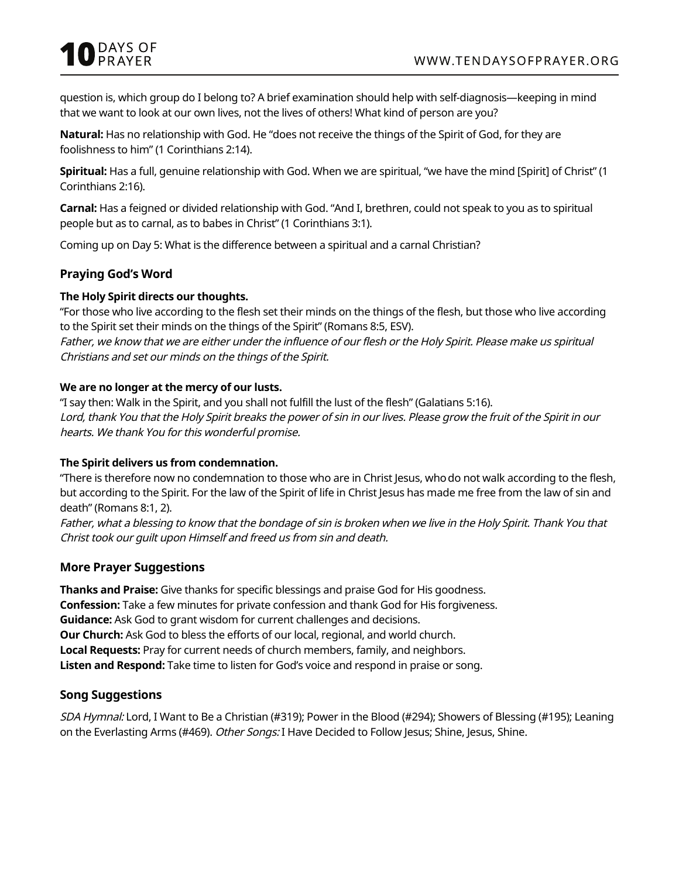question is, which group do I belong to? A brief examination should help with self-diagnosis—keeping in mind that we want to look at our own lives, not the lives of others! What kind of person are you?

**Natural:** Has no relationship with God. He "does not receive the things of the Spirit of God, for they are foolishness to him" (1 Corinthians 2:14).

**Spiritual:** Has a full, genuine relationship with God. When we are spiritual, "we have the mind [Spirit] of Christ" (1 Corinthians 2:16).

**Carnal:** Has a feigned or divided relationship with God. "And I, brethren, could not speak to you as to spiritual people but as to carnal, as to babes in Christ" (1 Corinthians 3:1).

Coming up on Day 5: What is the difference between a spiritual and a carnal Christian?

## Praying God's Word

**The Holy Spirit directs our thoughts.**
"For those who live according to the flesh set their minds on the things of the flesh, but those who live according to the Spirit set their minds on the things of the Spirit" (Romans 8:5, ESV).
*Father, we know that we are either under the influence of our flesh or the Holy Spirit. Please make us spiritual Christians and set our minds on the things of the Spirit.*

**We are no longer at the mercy of our lusts.**
"I say then: Walk in the Spirit, and you shall not fulfill the lust of the flesh" (Galatians 5:16).
*Lord, thank You that the Holy Spirit breaks the power of sin in our lives. Please grow the fruit of the Spirit in our hearts. We thank You for this wonderful promise.*

**The Spirit delivers us from condemnation.**
"There is therefore now no condemnation to those who are in Christ Jesus, who do not walk according to the flesh, but according to the Spirit. For the law of the Spirit of life in Christ Jesus has made me free from the law of sin and death" (Romans 8:1, 2).
*Father, what a blessing to know that the bondage of sin is broken when we live in the Holy Spirit. Thank You that Christ took our guilt upon Himself and freed us from sin and death.*

## More Prayer Suggestions

**Thanks and Praise:** Give thanks for specific blessings and praise God for His goodness.
**Confession:** Take a few minutes for private confession and thank God for His forgiveness.
**Guidance:** Ask God to grant wisdom for current challenges and decisions.
**Our Church:** Ask God to bless the efforts of our local, regional, and world church.
**Local Requests:** Pray for current needs of church members, family, and neighbors.
**Listen and Respond:** Take time to listen for God's voice and respond in praise or song.

## Song Suggestions

*SDA Hymnal:* Lord, I Want to Be a Christian (#319); Power in the Blood (#294); Showers of Blessing (#195); Leaning on the Everlasting Arms (#469). *Other Songs:* I Have Decided to Follow Jesus; Shine, Jesus, Shine.